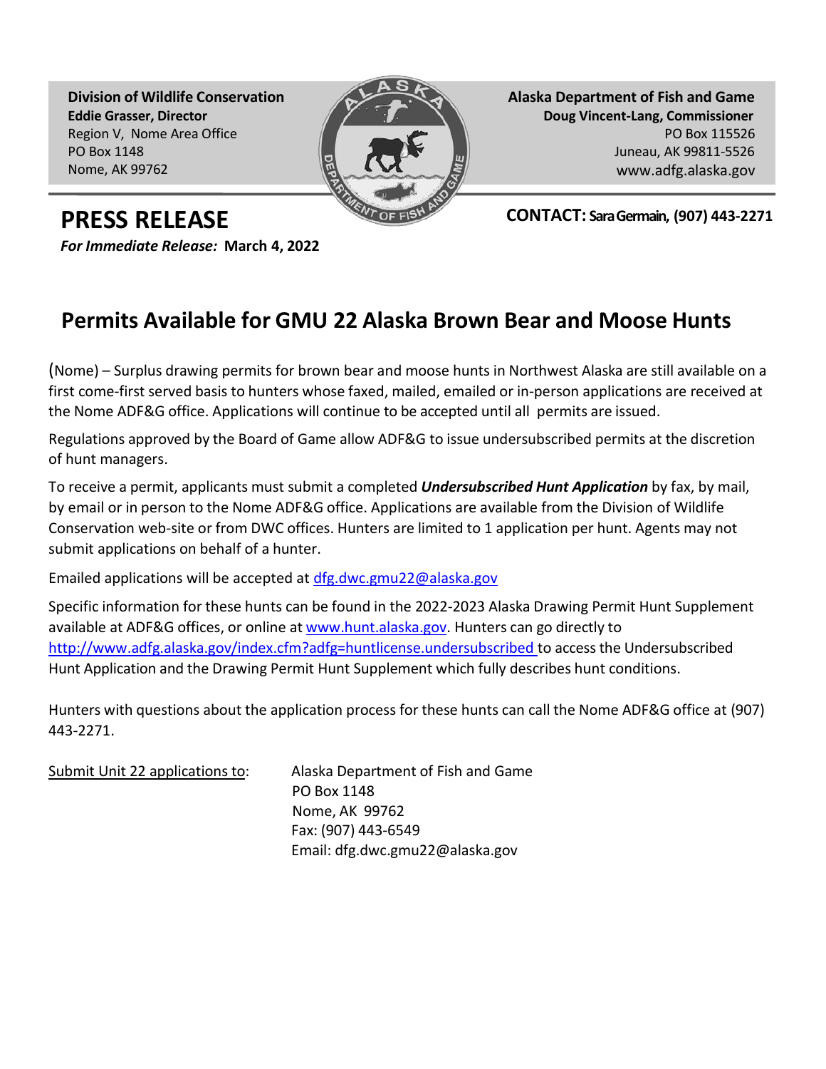**Division of Wildlife Conservation**
**Eddie Grasser, Director**
Region V, Nome Area Office
PO Box 1148
Nome, AK 99762

**Alaska Department of Fish and Game**
**Doug Vincent-Lang, Commissioner**
PO Box 115526
Juneau, AK 99811-5526
www.adfg.alaska.gov

# PRESS RELEASE

***For Immediate Release:*** **March 4, 2022**

**CONTACT: Sara Germain, (907) 443-2271**

## Permits Available for GMU 22 Alaska Brown Bear and Moose Hunts

(Nome) – Surplus drawing permits for brown bear and moose hunts in Northwest Alaska are still available on a first come-first served basis to hunters whose faxed, mailed, emailed or in-person applications are received at the Nome ADF&G office. Applications will continue to be accepted until all permits are issued.

Regulations approved by the Board of Game allow ADF&G to issue undersubscribed permits at the discretion of hunt managers.

To receive a permit, applicants must submit a completed ***Undersubscribed Hunt Application*** by fax, by mail, by email or in person to the Nome ADF&G office. Applications are available from the Division of Wildlife Conservation web-site or from DWC offices. Hunters are limited to 1 application per hunt. Agents may not submit applications on behalf of a hunter.

Emailed applications will be accepted at dfg.dwc.gmu22@alaska.gov

Specific information for these hunts can be found in the 2022-2023 Alaska Drawing Permit Hunt Supplement available at ADF&G offices, or online at www.hunt.alaska.gov. Hunters can go directly to http://www.adfg.alaska.gov/index.cfm?adfg=huntlicense.undersubscribed to access the Undersubscribed Hunt Application and the Drawing Permit Hunt Supplement which fully describes hunt conditions.

Hunters with questions about the application process for these hunts can call the Nome ADF&G office at (907) 443-2271.

Submit Unit 22 applications to:

Alaska Department of Fish and Game
PO Box 1148
Nome, AK 99762
Fax: (907) 443-6549
Email: dfg.dwc.gmu22@alaska.gov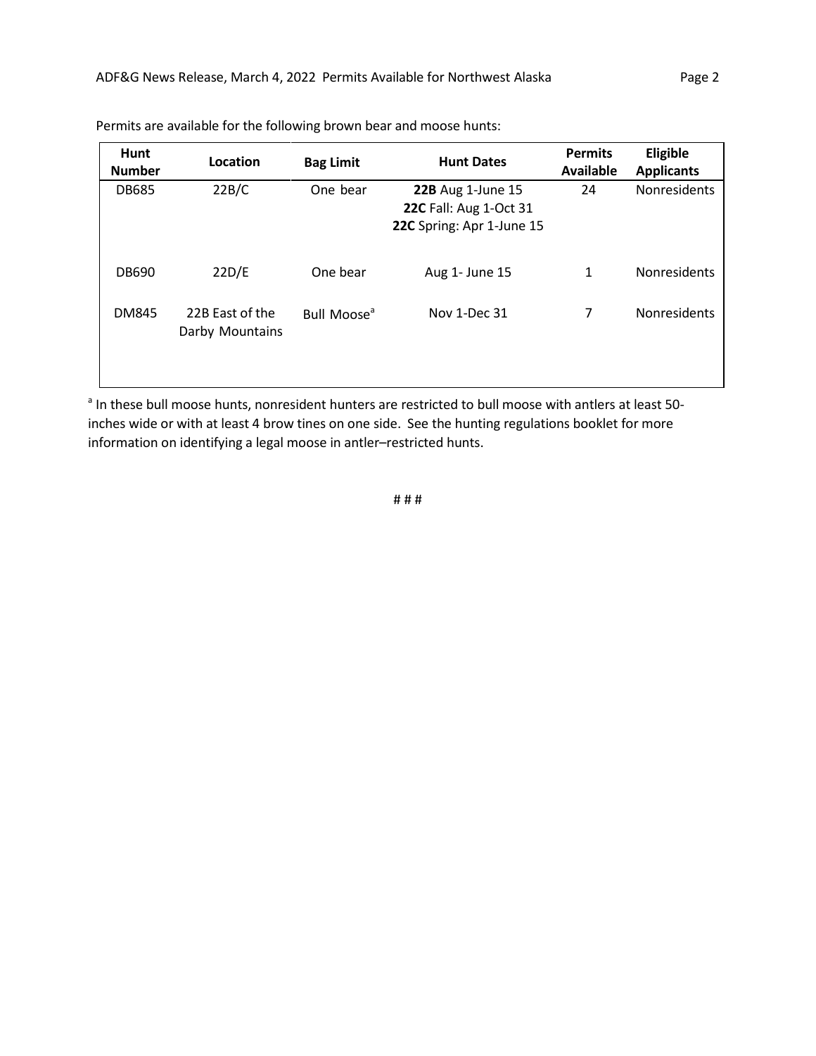Permits are available for the following brown bear and moose hunts:

| Hunt Number | Location | Bag Limit | Hunt Dates | Permits Available | Eligible Applicants |
|---|---|---|---|---|---|
| DB685 | 22B/C | One bear | **22B** Aug 1-June 15<br>**22C** Fall: Aug 1-Oct 31<br>**22C** Spring: Apr 1-June 15 | 24 | Nonresidents |
| DB690 | 22D/E | One bear | Aug 1- June 15 | 1 | Nonresidents |
| DM845 | 22B East of the Darby Mountains | Bull Moose[a] | Nov 1-Dec 31 | 7 | Nonresidents |

[a] In these bull moose hunts, nonresident hunters are restricted to bull moose with antlers at least 50-inches wide or with at least 4 brow tines on one side. See the hunting regulations booklet for more information on identifying a legal moose in antler–restricted hunts.

# # #